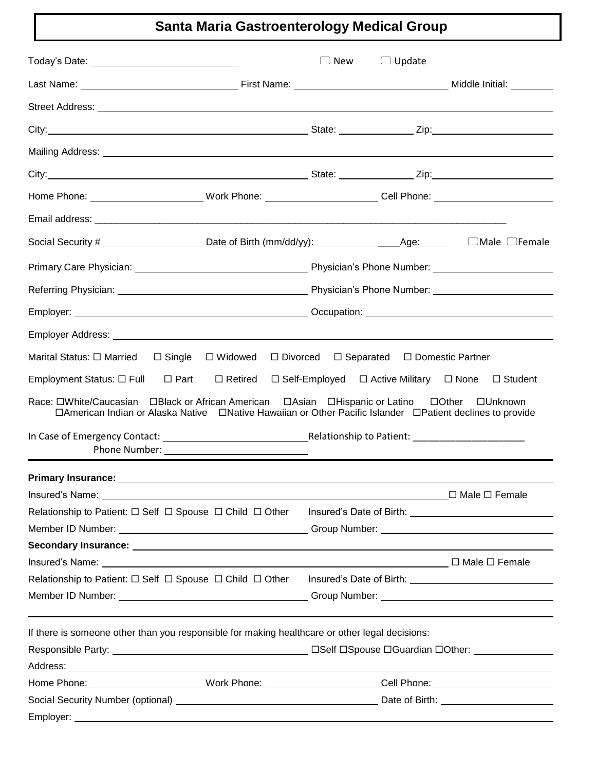# Santa Maria Gastroenterology Medical Group

Today's Date: ______________________ ☐ New ☐ Update

Last Name: ______________________ First Name: ______________________ Middle Initial: ________

Street Address: ______________________________________________

City: ______________________ State: ____________ Zip: ______________

Mailing Address: ______________________________________________

City: ______________________ State: ____________ Zip: ______________

Home Phone: ________________ Work Phone: ________________ Cell Phone: ________________

Email address: ______________________________________________

Social Security # ________________ Date of Birth (mm/dd/yy): ________________ Age: _____ ☐Male ☐Female

Primary Care Physician: ______________________ Physician's Phone Number: ________________

Referring Physician: ______________________ Physician's Phone Number: ________________

Employer: ______________________ Occupation: ______________________

Employer Address: ______________________________________________

Marital Status: ☐ Married ☐ Single ☐ Widowed ☐ Divorced ☐ Separated ☐ Domestic Partner

Employment Status: ☐ Full ☐ Part ☐ Retired ☐ Self-Employed ☐ Active Military ☐ None ☐ Student

Race: ☐White/Caucasian ☐Black or African American ☐Asian ☐Hispanic or Latino ☐Other ☐Unknown ☐American Indian or Alaska Native ☐Native Hawaiian or Other Pacific Islander ☐Patient declines to provide

In Case of Emergency Contact: ______________________ Relationship to Patient: ______________________

Phone Number: ______________________

---

**Primary Insurance:** ______________________________________________

Insured's Name: ______________________________________________ ☐ Male ☐ Female

Relationship to Patient: ☐ Self ☐ Spouse ☐ Child ☐ Other Insured's Date of Birth: ________________

Member ID Number: ______________________ Group Number: ______________________

**Secondary Insurance:** ______________________________________________

Insured's Name: ______________________________________________ ☐ Male ☐ Female

Relationship to Patient: ☐ Self ☐ Spouse ☐ Child ☐ Other Insured's Date of Birth: ________________

Member ID Number: ______________________ Group Number: ______________________

---

If there is someone other than you responsible for making healthcare or other legal decisions:

Responsible Party: ______________________ ☐Self ☐Spouse ☐Guardian ☐Other: ____________

Address: ______________________________________________

Home Phone: ________________ Work Phone: ________________ Cell Phone: ________________

Social Security Number (optional) ______________________ Date of Birth: ________________

Employer: ______________________________________________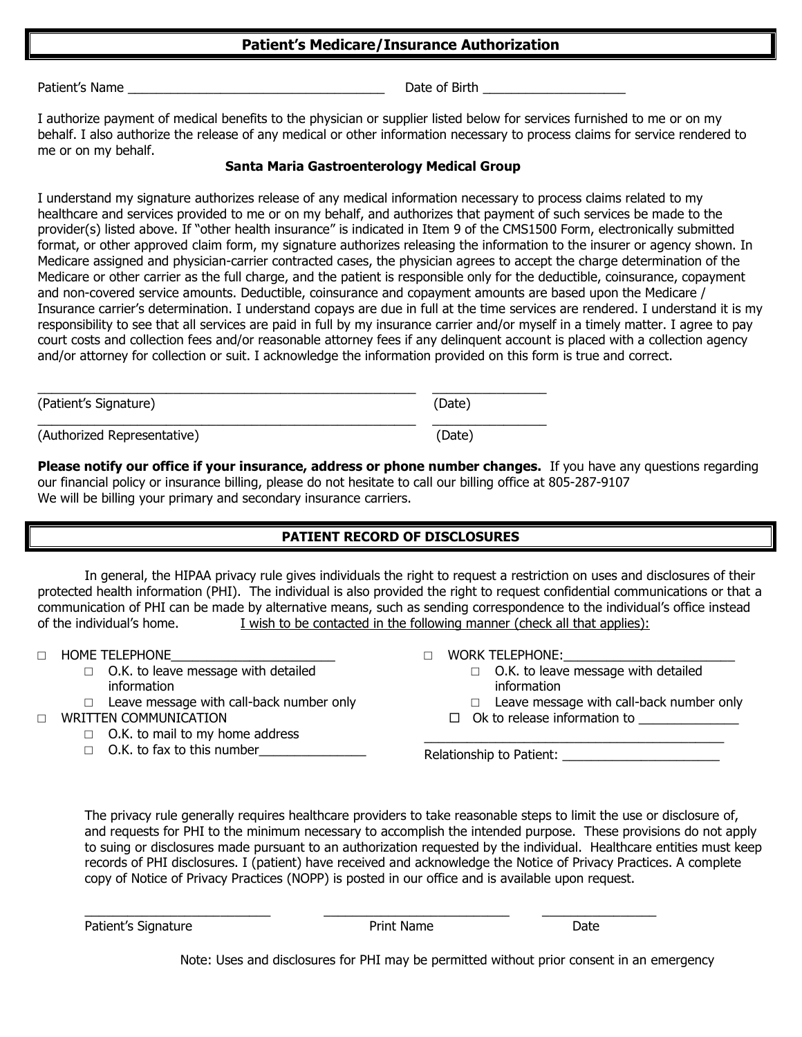## Patient's Medicare/Insurance Authorization

Patient's Name ____________________________________ Date of Birth ____________________

I authorize payment of medical benefits to the physician or supplier listed below for services furnished to me or on my behalf. I also authorize the release of any medical or other information necessary to process claims for service rendered to me or on my behalf.

**Santa Maria Gastroenterology Medical Group**

I understand my signature authorizes release of any medical information necessary to process claims related to my healthcare and services provided to me or on my behalf, and authorizes that payment of such services be made to the provider(s) listed above. If "other health insurance" is indicated in Item 9 of the CMS1500 Form, electronically submitted format, or other approved claim form, my signature authorizes releasing the information to the insurer or agency shown. In Medicare assigned and physician-carrier contracted cases, the physician agrees to accept the charge determination of the Medicare or other carrier as the full charge, and the patient is responsible only for the deductible, coinsurance, copayment and non-covered service amounts. Deductible, coinsurance and copayment amounts are based upon the Medicare / Insurance carrier's determination. I understand copays are due in full at the time services are rendered. I understand it is my responsibility to see that all services are paid in full by my insurance carrier and/or myself in a timely matter. I agree to pay court costs and collection fees and/or reasonable attorney fees if any delinquent account is placed with a collection agency and/or attorney for collection or suit. I acknowledge the information provided on this form is true and correct.

_____________________________________________________ ________________

(Patient's Signature) (Date)

_____________________________________________________ ________________

(Authorized Representative) (Date)

**Please notify our office if your insurance, address or phone number changes.** If you have any questions regarding our financial policy or insurance billing, please do not hesitate to call our billing office at 805-287-9107
We will be billing your primary and secondary insurance carriers.

## PATIENT RECORD OF DISCLOSURES

In general, the HIPAA privacy rule gives individuals the right to request a restriction on uses and disclosures of their protected health information (PHI). The individual is also provided the right to request confidential communications or that a communication of PHI can be made by alternative means, such as sending correspondence to the individual's office instead of the individual's home. I wish to be contacted in the following manner (check all that applies):

- □ HOME TELEPHONE_______________________
  - □ O.K. to leave message with detailed information
  - □ Leave message with call-back number only
- □ WRITTEN COMMUNICATION
  - □ O.K. to mail to my home address
  - □ O.K. to fax to this number_______________
- □ WORK TELEPHONE:________________________
  - □ O.K. to leave message with detailed information
  - □ Leave message with call-back number only
  - □ Ok to release information to ______________

  ___________________________________________

  Relationship to Patient: ______________________

The privacy rule generally requires healthcare providers to take reasonable steps to limit the use or disclosure of, and requests for PHI to the minimum necessary to accomplish the intended purpose. These provisions do not apply to suing or disclosures made pursuant to an authorization requested by the individual. Healthcare entities must keep records of PHI disclosures. I (patient) have received and acknowledge the Notice of Privacy Practices. A complete copy of Notice of Privacy Practices (NOPP) is posted in our office and is available upon request.

___________________________ ___________________________ ________________

Patient's Signature Print Name Date

Note: Uses and disclosures for PHI may be permitted without prior consent in an emergency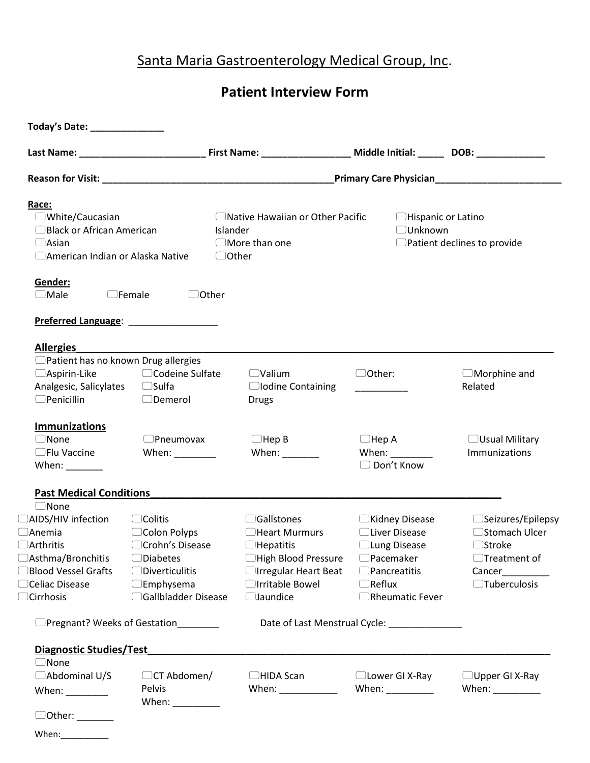# Santa Maria Gastroenterology Medical Group, Inc.

## Patient Interview Form

**Today's Date:** ______________

**Last Name:** ________________________ **First Name:** ________________ **Middle Initial:** _____ **DOB:** _____________

**Reason for Visit:** ____________________________________________ **Primary Care Physician** ________________________

**Race:**

- ☐ White/Caucasian
- ☐ Black or African American
- ☐ Asian
- ☐ American Indian or Alaska Native
- ☐ Native Hawaiian or Other Pacific Islander
- ☐ More than one
- ☐ Other
- ☐ Hispanic or Latino
- ☐ Unknown
- ☐ Patient declines to provide

**Gender:**

☐ Male ☐ Female ☐ Other

**Preferred Language**: _________________

**Allergies** ____________________________________________________________________________

- ☐ Patient has no known Drug allergies
- ☐ Aspirin-Like Analgesic, Salicylates
- ☐ Penicillin
- ☐ Codeine Sulfate
- ☐ Sulfa
- ☐ Demerol
- ☐ Valium
- ☐ Iodine Containing Drugs
- ☐ Other: __________
- ☐ Morphine and Related

**Immunizations**

- ☐ None
- ☐ Flu Vaccine When: _______
- ☐ Pneumovax When: ________
- ☐ Hep B When: _______
- ☐ Hep A When: ________
- ☐ Don't Know
- ☐ Usual Military Immunizations

**Past Medical Conditions** _______________________________________________________________

- ☐ None
- ☐ AIDS/HIV infection
- ☐ Anemia
- ☐ Arthritis
- ☐ Asthma/Bronchitis
- ☐ Blood Vessel Grafts
- ☐ Celiac Disease
- ☐ Cirrhosis
- ☐ Colitis
- ☐ Colon Polyps
- ☐ Crohn's Disease
- ☐ Diabetes
- ☐ Diverticulitis
- ☐ Emphysema
- ☐ Gallbladder Disease
- ☐ Gallstones
- ☐ Heart Murmurs
- ☐ Hepatitis
- ☐ High Blood Pressure
- ☐ Irregular Heart Beat
- ☐ Irritable Bowel
- ☐ Jaundice
- ☐ Kidney Disease
- ☐ Liver Disease
- ☐ Lung Disease
- ☐ Pacemaker
- ☐ Pancreatitis
- ☐ Reflux
- ☐ Rheumatic Fever
- ☐ Seizures/Epilepsy
- ☐ Stomach Ulcer
- ☐ Stroke
- ☐ Treatment of Cancer_________
- ☐ Tuberculosis

☐ Pregnant? Weeks of Gestation________ Date of Last Menstrual Cycle: ______________

**Diagnostic Studies/Test** ________________________________________________________________

- ☐ None
- ☐ Abdominal U/S When: ________
- ☐ CT Abdomen/ Pelvis When: _________
- ☐ HIDA Scan When: ___________
- ☐ Lower GI X-Ray When: _________
- ☐ Upper GI X-Ray When: _________
- ☐ Other: _______ When: __________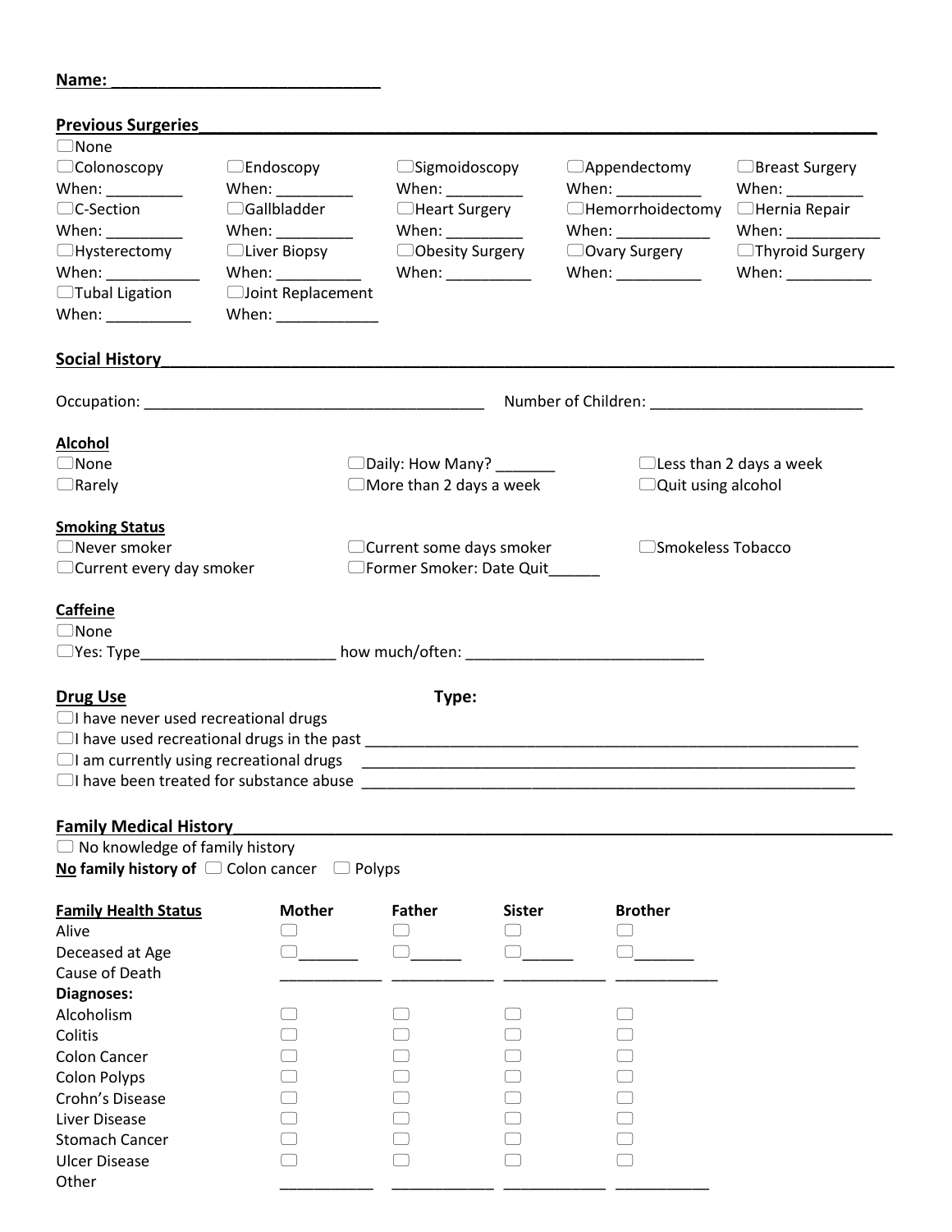**Name: ______________________________**

**Previous Surgeries**

☐None

| | | | | |
|---|---|---|---|---|
| ☐Colonoscopy<br>When: _________ | ☐Endoscopy<br>When: _________ | ☐Sigmoidoscopy<br>When: _________ | ☐Appendectomy<br>When: __________ | ☐Breast Surgery<br>When: _________ |
| ☐C-Section<br>When: _________ | ☐Gallbladder<br>When: _________ | ☐Heart Surgery<br>When: _________ | ☐Hemorrhoidectomy<br>When: ___________ | ☐Hernia Repair<br>When: ___________ |
| ☐Hysterectomy<br>When: ___________ | ☐Liver Biopsy<br>When: __________ | ☐Obesity Surgery<br>When: __________ | ☐Ovary Surgery<br>When: __________ | ☐Thyroid Surgery<br>When: __________ |
| ☐Tubal Ligation<br>When: __________ | ☐Joint Replacement<br>When: ____________ | | | |

**Social History**

Occupation: ________________________________________ Number of Children: _________________________

**Alcohol**

☐None ☐Daily: How Many? _______ ☐Less than 2 days a week

☐Rarely ☐More than 2 days a week ☐Quit using alcohol

**Smoking Status**

☐Never smoker ☐Current some days smoker ☐Smokeless Tobacco

☐Current every day smoker ☐Former Smoker: Date Quit______

**Caffeine**

☐None

☐Yes: Type_______________________ how much/often: ___________________________

**Drug Use** **Type:**

☐I have never used recreational drugs

☐I have used recreational drugs in the past ____________________________________________________________

☐I am currently using recreational drugs ____________________________________________________________

☐I have been treated for substance abuse ____________________________________________________________

**Family Medical History**

☐ No knowledge of family history

**No family history of** ☐ Colon cancer ☐ Polyps

| **Family Health Status** | **Mother** | **Father** | **Sister** | **Brother** |
|---|---|---|---|---|
| Alive | ☐ | ☐ | ☐ | ☐ |
| Deceased at Age | ☐_______ | ☐______ | ☐______ | ☐_______ |
| Cause of Death | ____________ | ____________ | ____________ | ____________ |
| **Diagnoses:** | | | | |
| Alcoholism | ☐ | ☐ | ☐ | ☐ |
| Colitis | ☐ | ☐ | ☐ | ☐ |
| Colon Cancer | ☐ | ☐ | ☐ | ☐ |
| Colon Polyps | ☐ | ☐ | ☐ | ☐ |
| Crohn's Disease | ☐ | ☐ | ☐ | ☐ |
| Liver Disease | ☐ | ☐ | ☐ | ☐ |
| Stomach Cancer | ☐ | ☐ | ☐ | ☐ |
| Ulcer Disease | ☐ | ☐ | ☐ | ☐ |
| Other | ___________ | ____________ | ____________ | ___________ |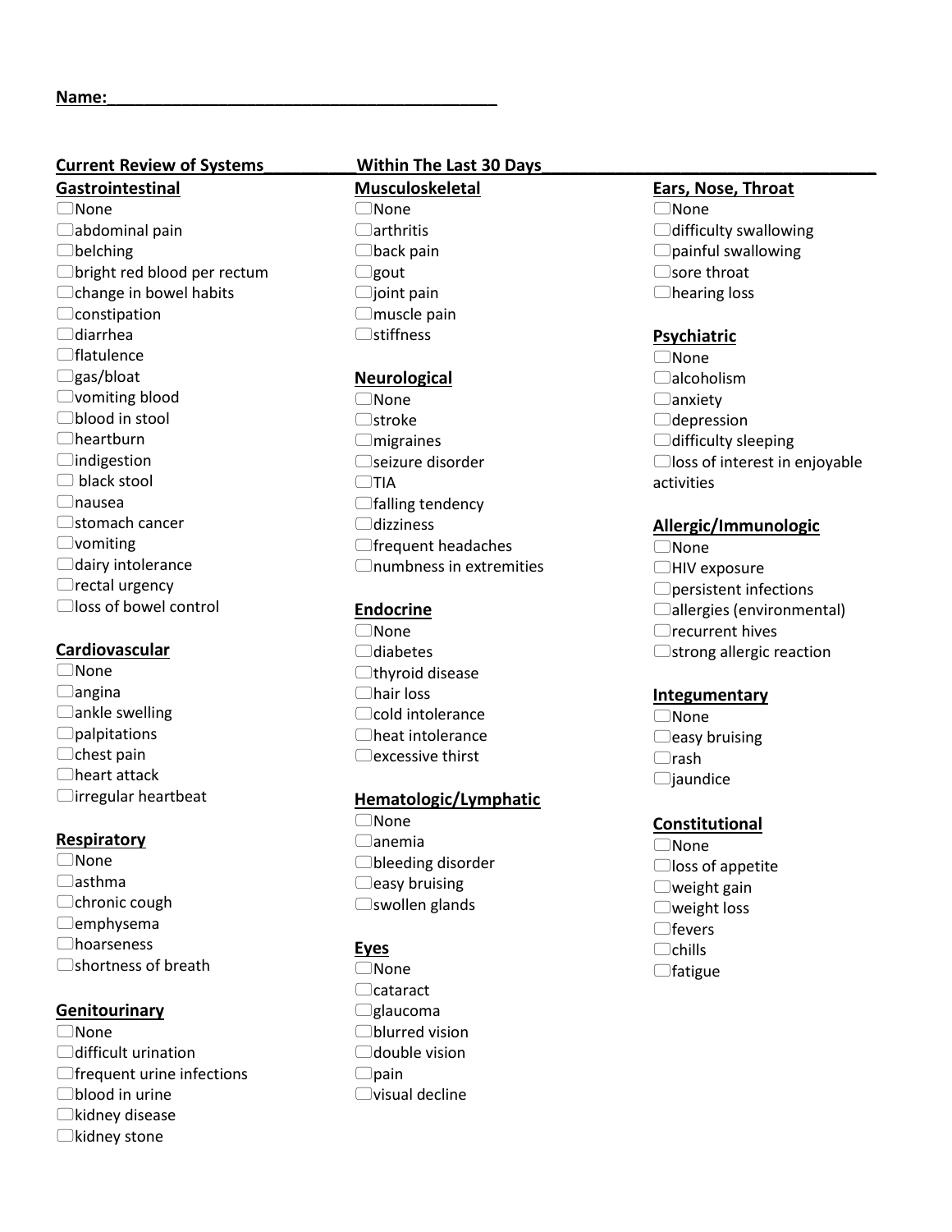**Name:**\_\_\_\_\_\_\_\_\_\_\_\_\_\_\_\_\_\_\_\_\_\_\_\_\_\_\_\_\_\_\_\_\_\_\_\_\_\_\_\_\_\_\_\_\_

**Current Review of Systems\_\_\_\_\_\_\_\_\_\_ Within The Last 30 Days\_\_\_\_\_\_\_\_\_\_\_\_\_\_\_\_\_\_\_\_\_\_\_\_\_\_\_\_\_\_\_\_\_\_\_\_\_\_**

**Gastrointestinal**

- ☐None
- ☐abdominal pain
- ☐belching
- ☐bright red blood per rectum
- ☐change in bowel habits
- ☐constipation
- ☐diarrhea
- ☐flatulence
- ☐gas/bloat
- ☐vomiting blood
- ☐blood in stool
- ☐heartburn
- ☐indigestion
- ☐ black stool
- ☐nausea
- ☐stomach cancer
- ☐vomiting
- ☐dairy intolerance
- ☐rectal urgency
- ☐loss of bowel control

**Cardiovascular**

- ☐None
- ☐angina
- ☐ankle swelling
- ☐palpitations
- ☐chest pain
- ☐heart attack
- ☐irregular heartbeat

**Respiratory**

- ☐None
- ☐asthma
- ☐chronic cough
- ☐emphysema
- ☐hoarseness
- ☐shortness of breath

**Genitourinary**

- ☐None
- ☐difficult urination
- ☐frequent urine infections
- ☐blood in urine
- ☐kidney disease
- ☐kidney stone

**Musculoskeletal**

- ☐None
- ☐arthritis
- ☐back pain
- ☐gout
- ☐joint pain
- ☐muscle pain
- ☐stiffness

**Neurological**

- ☐None
- ☐stroke
- ☐migraines
- ☐seizure disorder
- ☐TIA
- ☐falling tendency
- ☐dizziness
- ☐frequent headaches
- ☐numbness in extremities

**Endocrine**

- ☐None
- ☐diabetes
- ☐thyroid disease
- ☐hair loss
- ☐cold intolerance
- ☐heat intolerance
- ☐excessive thirst

**Hematologic/Lymphatic**

- ☐None
- ☐anemia
- ☐bleeding disorder
- ☐easy bruising
- ☐swollen glands

**Eyes**

- ☐None
- ☐cataract
- ☐glaucoma
- ☐blurred vision
- ☐double vision
- ☐pain
- ☐visual decline

**Ears, Nose, Throat**

- ☐None
- ☐difficulty swallowing
- ☐painful swallowing
- ☐sore throat
- ☐hearing loss

**Psychiatric**

- ☐None
- ☐alcoholism
- ☐anxiety
- ☐depression
- ☐difficulty sleeping
- ☐loss of interest in enjoyable activities

**Allergic/Immunologic**

- ☐None
- ☐HIV exposure
- ☐persistent infections
- ☐allergies (environmental)
- ☐recurrent hives
- ☐strong allergic reaction

**Integumentary**

- ☐None
- ☐easy bruising
- ☐rash
- ☐jaundice

**Constitutional**

- ☐None
- ☐loss of appetite
- ☐weight gain
- ☐weight loss
- ☐fevers
- ☐chills
- ☐fatigue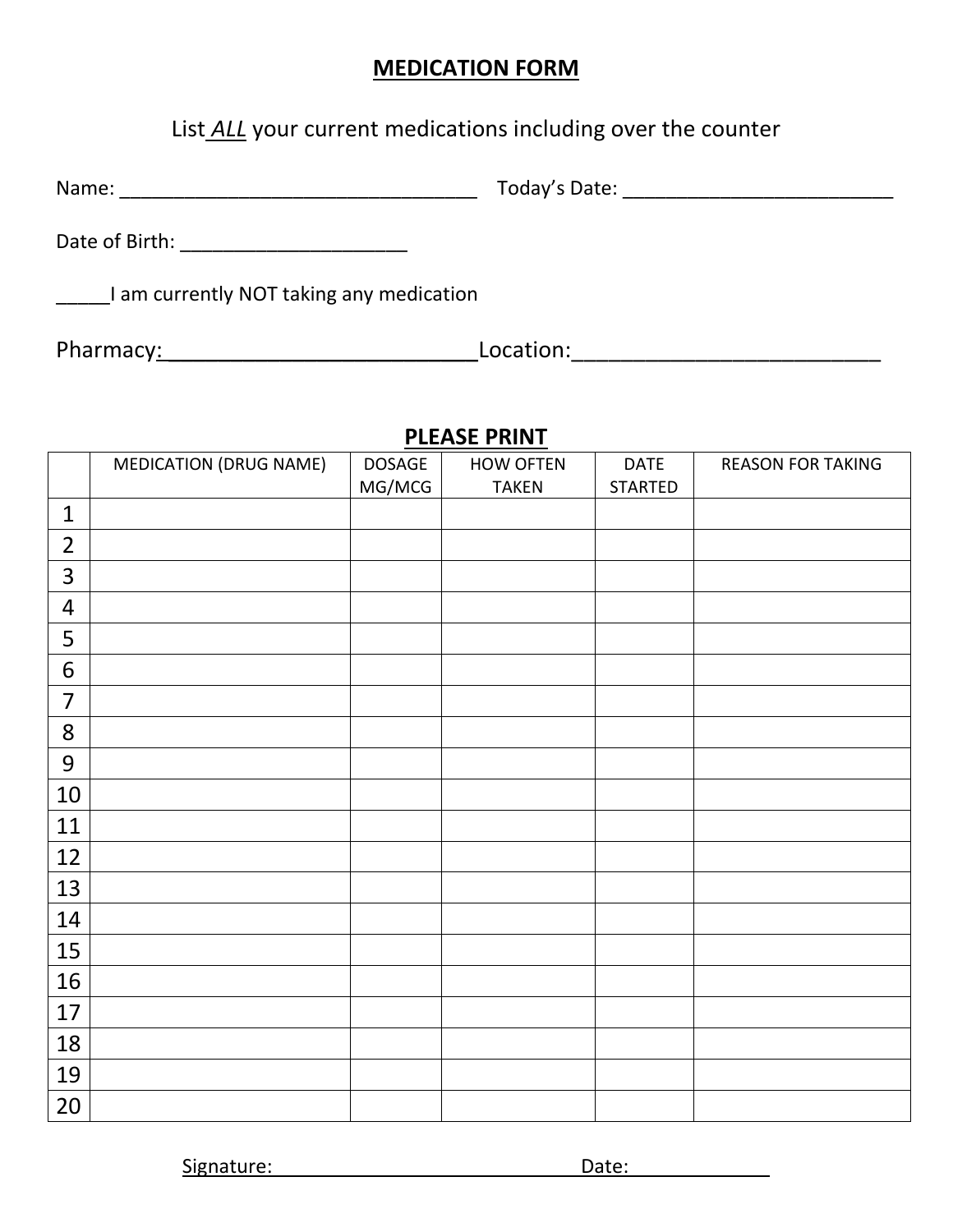# MEDICATION FORM

List *ALL* your current medications including over the counter

Name: ___________________________________ Today's Date: __________________________

Date of Birth: ______________________

_____I am currently NOT taking any medication

Pharmacy:___________________________Location:__________________________

## PLEASE PRINT

| | MEDICATION (DRUG NAME) | DOSAGE MG/MCG | HOW OFTEN TAKEN | DATE STARTED | REASON FOR TAKING |
|---|---|---|---|---|---|
| 1 | | | | | |
| 2 | | | | | |
| 3 | | | | | |
| 4 | | | | | |
| 5 | | | | | |
| 6 | | | | | |
| 7 | | | | | |
| 8 | | | | | |
| 9 | | | | | |
| 10 | | | | | |
| 11 | | | | | |
| 12 | | | | | |
| 13 | | | | | |
| 14 | | | | | |
| 15 | | | | | |
| 16 | | | | | |
| 17 | | | | | |
| 18 | | | | | |
| 19 | | | | | |
| 20 | | | | | |

Signature:_______________________________ Date:_____________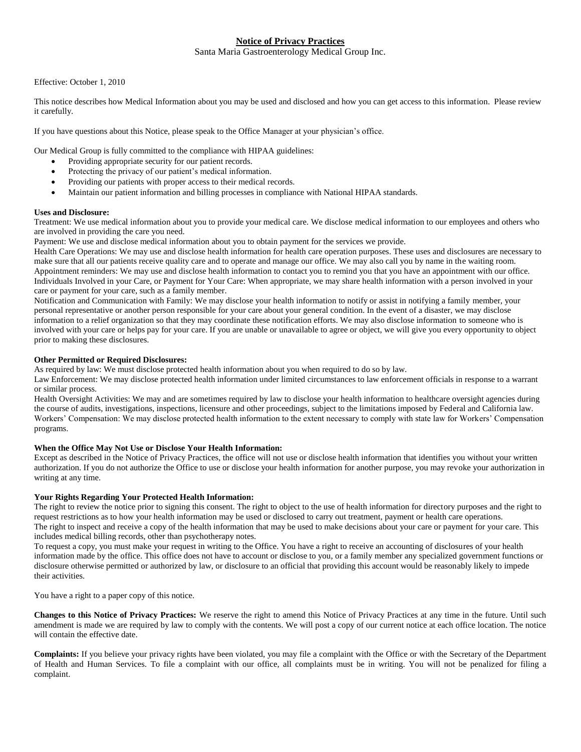# Notice of Privacy Practices

Santa Maria Gastroenterology Medical Group Inc.

Effective: October 1, 2010

This notice describes how Medical Information about you may be used and disclosed and how you can get access to this information. Please review it carefully.

If you have questions about this Notice, please speak to the Office Manager at your physician's office.

Our Medical Group is fully committed to the compliance with HIPAA guidelines:

- Providing appropriate security for our patient records.
- Protecting the privacy of our patient's medical information.
- Providing our patients with proper access to their medical records.
- Maintain our patient information and billing processes in compliance with National HIPAA standards.

**Uses and Disclosure:**

Treatment: We use medical information about you to provide your medical care. We disclose medical information to our employees and others who are involved in providing the care you need.

Payment: We use and disclose medical information about you to obtain payment for the services we provide.

Health Care Operations: We may use and disclose health information for health care operation purposes. These uses and disclosures are necessary to make sure that all our patients receive quality care and to operate and manage our office. We may also call you by name in the waiting room.

Appointment reminders: We may use and disclose health information to contact you to remind you that you have an appointment with our office.

Individuals Involved in your Care, or Payment for Your Care: When appropriate, we may share health information with a person involved in your care or payment for your care, such as a family member.

Notification and Communication with Family: We may disclose your health information to notify or assist in notifying a family member, your personal representative or another person responsible for your care about your general condition. In the event of a disaster, we may disclose information to a relief organization so that they may coordinate these notification efforts. We may also disclose information to someone who is involved with your care or helps pay for your care. If you are unable or unavailable to agree or object, we will give you every opportunity to object prior to making these disclosures.

**Other Permitted or Required Disclosures:**

As required by law: We must disclose protected health information about you when required to do so by law.

Law Enforcement: We may disclose protected health information under limited circumstances to law enforcement officials in response to a warrant or similar process.

Health Oversight Activities: We may and are sometimes required by law to disclose your health information to healthcare oversight agencies during the course of audits, investigations, inspections, licensure and other proceedings, subject to the limitations imposed by Federal and California law.

Workers' Compensation: We may disclose protected health information to the extent necessary to comply with state law for Workers' Compensation programs.

**When the Office May Not Use or Disclose Your Health Information:**

Except as described in the Notice of Privacy Practices, the office will not use or disclose health information that identifies you without your written authorization. If you do not authorize the Office to use or disclose your health information for another purpose, you may revoke your authorization in writing at any time.

**Your Rights Regarding Your Protected Health Information:**

The right to review the notice prior to signing this consent. The right to object to the use of health information for directory purposes and the right to request restrictions as to how your health information may be used or disclosed to carry out treatment, payment or health care operations.

The right to inspect and receive a copy of the health information that may be used to make decisions about your care or payment for your care. This includes medical billing records, other than psychotherapy notes.

To request a copy, you must make your request in writing to the Office. You have a right to receive an accounting of disclosures of your health information made by the office. This office does not have to account or disclose to you, or a family member any specialized government functions or disclosure otherwise permitted or authorized by law, or disclosure to an official that providing this account would be reasonably likely to impede their activities.

You have a right to a paper copy of this notice.

**Changes to this Notice of Privacy Practices:** We reserve the right to amend this Notice of Privacy Practices at any time in the future. Until such amendment is made we are required by law to comply with the contents. We will post a copy of our current notice at each office location. The notice will contain the effective date.

**Complaints:** If you believe your privacy rights have been violated, you may file a complaint with the Office or with the Secretary of the Department of Health and Human Services. To file a complaint with our office, all complaints must be in writing. You will not be penalized for filing a complaint.